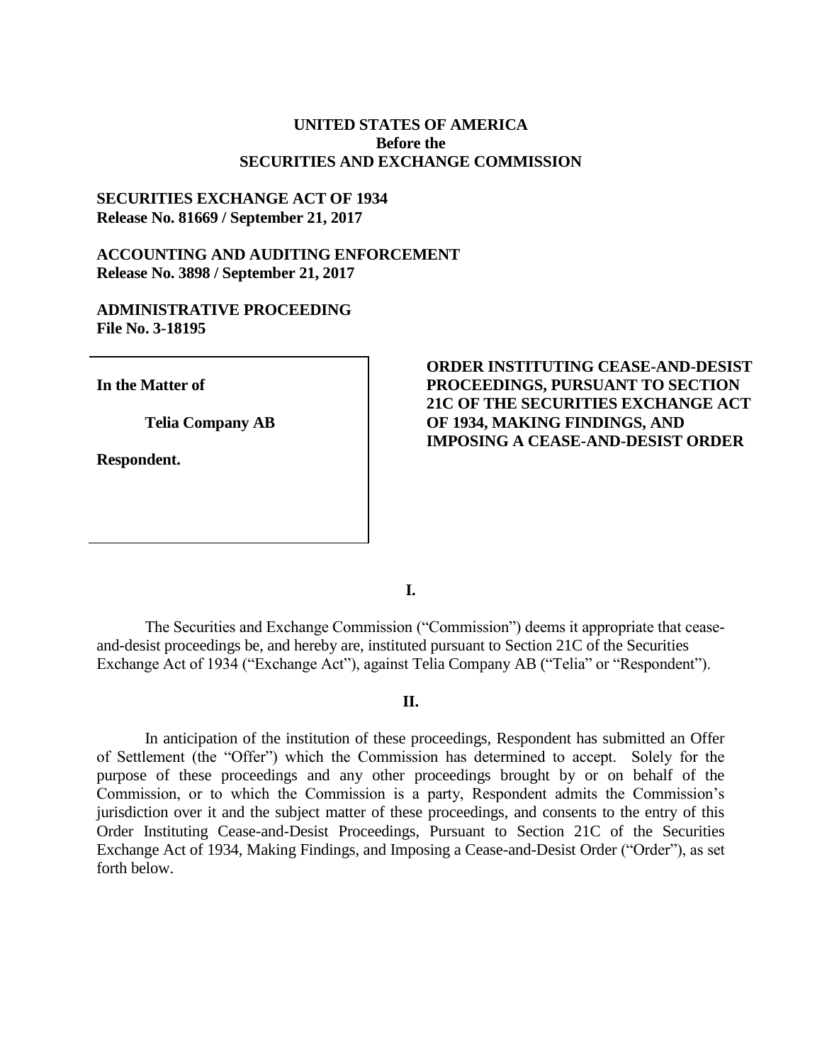**UNITED STATES OF AMERICA**
**Before the**
**SECURITIES AND EXCHANGE COMMISSION**

**SECURITIES EXCHANGE ACT OF 1934**
**Release No. 81669 / September 21, 2017**

**ACCOUNTING AND AUDITING ENFORCEMENT**
**Release No. 3898 / September 21, 2017**

**ADMINISTRATIVE PROCEEDING**
**File No. 3-18195**

| | |
|---|---|
| **In the Matter of**<br><br>**Telia Company AB**<br><br>**Respondent.** | **ORDER INSTITUTING CEASE-AND-DESIST PROCEEDINGS, PURSUANT TO SECTION 21C OF THE SECURITIES EXCHANGE ACT OF 1934, MAKING FINDINGS, AND IMPOSING A CEASE-AND-DESIST ORDER** |

## I.

The Securities and Exchange Commission ("Commission") deems it appropriate that cease-and-desist proceedings be, and hereby are, instituted pursuant to Section 21C of the Securities Exchange Act of 1934 ("Exchange Act"), against Telia Company AB ("Telia" or "Respondent").

## II.

In anticipation of the institution of these proceedings, Respondent has submitted an Offer of Settlement (the "Offer") which the Commission has determined to accept. Solely for the purpose of these proceedings and any other proceedings brought by or on behalf of the Commission, or to which the Commission is a party, Respondent admits the Commission's jurisdiction over it and the subject matter of these proceedings, and consents to the entry of this Order Instituting Cease-and-Desist Proceedings, Pursuant to Section 21C of the Securities Exchange Act of 1934, Making Findings, and Imposing a Cease-and-Desist Order ("Order"), as set forth below.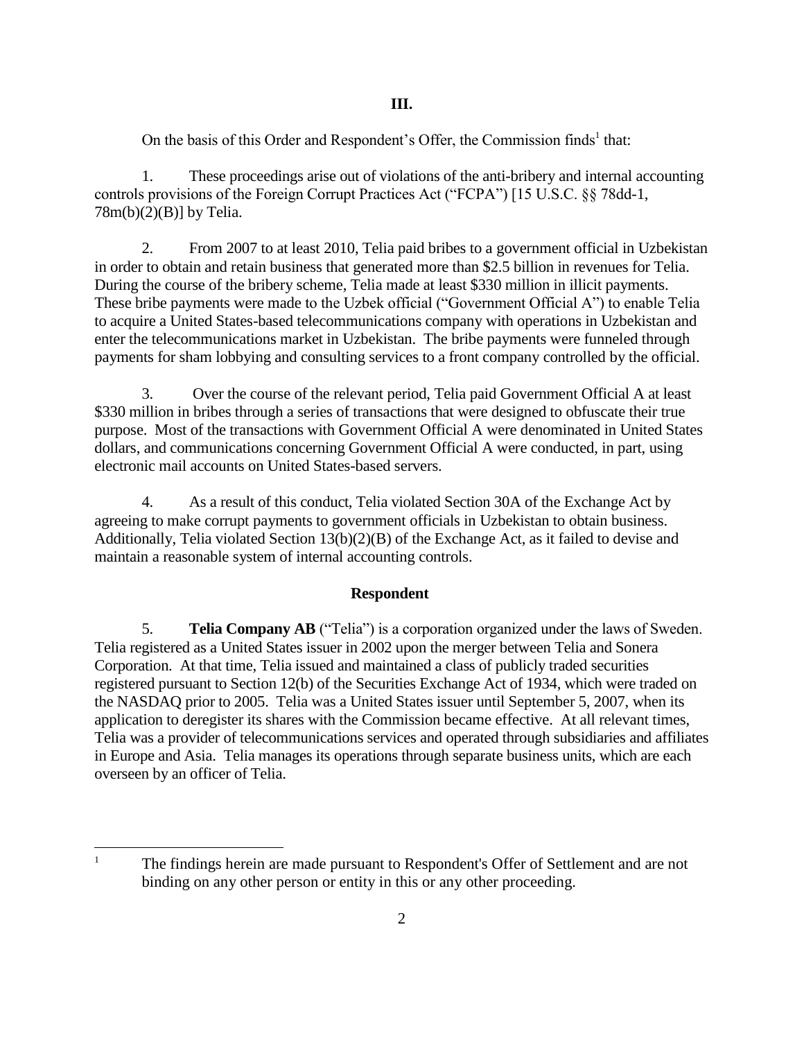## III.

On the basis of this Order and Respondent's Offer, the Commission finds[1] that:

1. These proceedings arise out of violations of the anti-bribery and internal accounting controls provisions of the Foreign Corrupt Practices Act ("FCPA") [15 U.S.C. §§ 78dd-1, 78m(b)(2)(B)] by Telia.

2. From 2007 to at least 2010, Telia paid bribes to a government official in Uzbekistan in order to obtain and retain business that generated more than $2.5 billion in revenues for Telia. During the course of the bribery scheme, Telia made at least $330 million in illicit payments. These bribe payments were made to the Uzbek official ("Government Official A") to enable Telia to acquire a United States-based telecommunications company with operations in Uzbekistan and enter the telecommunications market in Uzbekistan. The bribe payments were funneled through payments for sham lobbying and consulting services to a front company controlled by the official.

3. Over the course of the relevant period, Telia paid Government Official A at least $330 million in bribes through a series of transactions that were designed to obfuscate their true purpose. Most of the transactions with Government Official A were denominated in United States dollars, and communications concerning Government Official A were conducted, in part, using electronic mail accounts on United States-based servers.

4. As a result of this conduct, Telia violated Section 30A of the Exchange Act by agreeing to make corrupt payments to government officials in Uzbekistan to obtain business. Additionally, Telia violated Section 13(b)(2)(B) of the Exchange Act, as it failed to devise and maintain a reasonable system of internal accounting controls.

### Respondent

5. **Telia Company AB** ("Telia") is a corporation organized under the laws of Sweden. Telia registered as a United States issuer in 2002 upon the merger between Telia and Sonera Corporation. At that time, Telia issued and maintained a class of publicly traded securities registered pursuant to Section 12(b) of the Securities Exchange Act of 1934, which were traded on the NASDAQ prior to 2005. Telia was a United States issuer until September 5, 2007, when its application to deregister its shares with the Commission became effective. At all relevant times, Telia was a provider of telecommunications services and operated through subsidiaries and affiliates in Europe and Asia. Telia manages its operations through separate business units, which are each overseen by an officer of Telia.

---

[1] The findings herein are made pursuant to Respondent's Offer of Settlement and are not binding on any other person or entity in this or any other proceeding.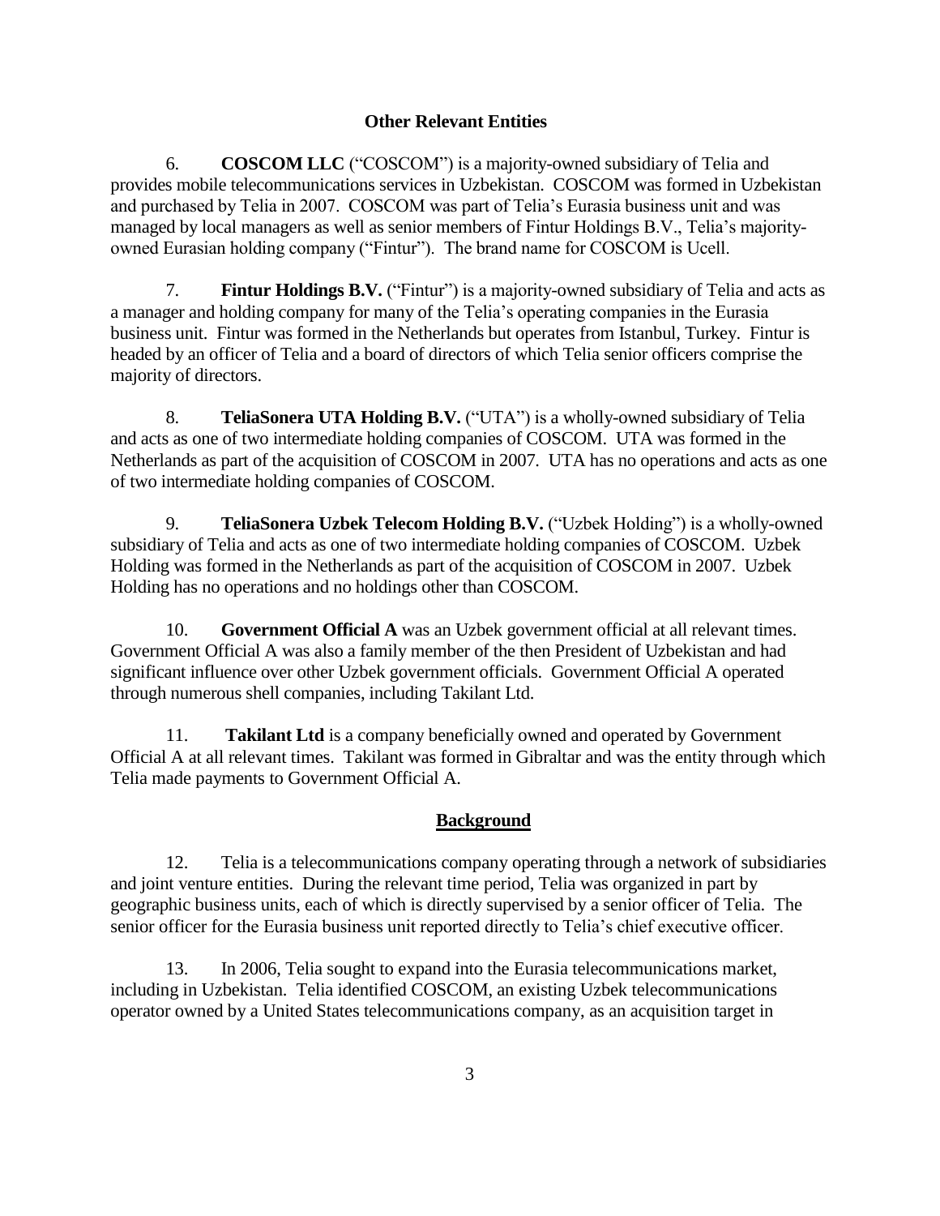## Other Relevant Entities

6. **COSCOM LLC** ("COSCOM") is a majority-owned subsidiary of Telia and provides mobile telecommunications services in Uzbekistan. COSCOM was formed in Uzbekistan and purchased by Telia in 2007. COSCOM was part of Telia's Eurasia business unit and was managed by local managers as well as senior members of Fintur Holdings B.V., Telia's majority-owned Eurasian holding company ("Fintur"). The brand name for COSCOM is Ucell.

7. **Fintur Holdings B.V.** ("Fintur") is a majority-owned subsidiary of Telia and acts as a manager and holding company for many of the Telia's operating companies in the Eurasia business unit. Fintur was formed in the Netherlands but operates from Istanbul, Turkey. Fintur is headed by an officer of Telia and a board of directors of which Telia senior officers comprise the majority of directors.

8. **TeliaSonera UTA Holding B.V.** ("UTA") is a wholly-owned subsidiary of Telia and acts as one of two intermediate holding companies of COSCOM. UTA was formed in the Netherlands as part of the acquisition of COSCOM in 2007. UTA has no operations and acts as one of two intermediate holding companies of COSCOM.

9. **TeliaSonera Uzbek Telecom Holding B.V.** ("Uzbek Holding") is a wholly-owned subsidiary of Telia and acts as one of two intermediate holding companies of COSCOM. Uzbek Holding was formed in the Netherlands as part of the acquisition of COSCOM in 2007. Uzbek Holding has no operations and no holdings other than COSCOM.

10. **Government Official A** was an Uzbek government official at all relevant times. Government Official A was also a family member of the then President of Uzbekistan and had significant influence over other Uzbek government officials. Government Official A operated through numerous shell companies, including Takilant Ltd.

11. **Takilant Ltd** is a company beneficially owned and operated by Government Official A at all relevant times. Takilant was formed in Gibraltar and was the entity through which Telia made payments to Government Official A.

## Background

12. Telia is a telecommunications company operating through a network of subsidiaries and joint venture entities. During the relevant time period, Telia was organized in part by geographic business units, each of which is directly supervised by a senior officer of Telia. The senior officer for the Eurasia business unit reported directly to Telia's chief executive officer.

13. In 2006, Telia sought to expand into the Eurasia telecommunications market, including in Uzbekistan. Telia identified COSCOM, an existing Uzbek telecommunications operator owned by a United States telecommunications company, as an acquisition target in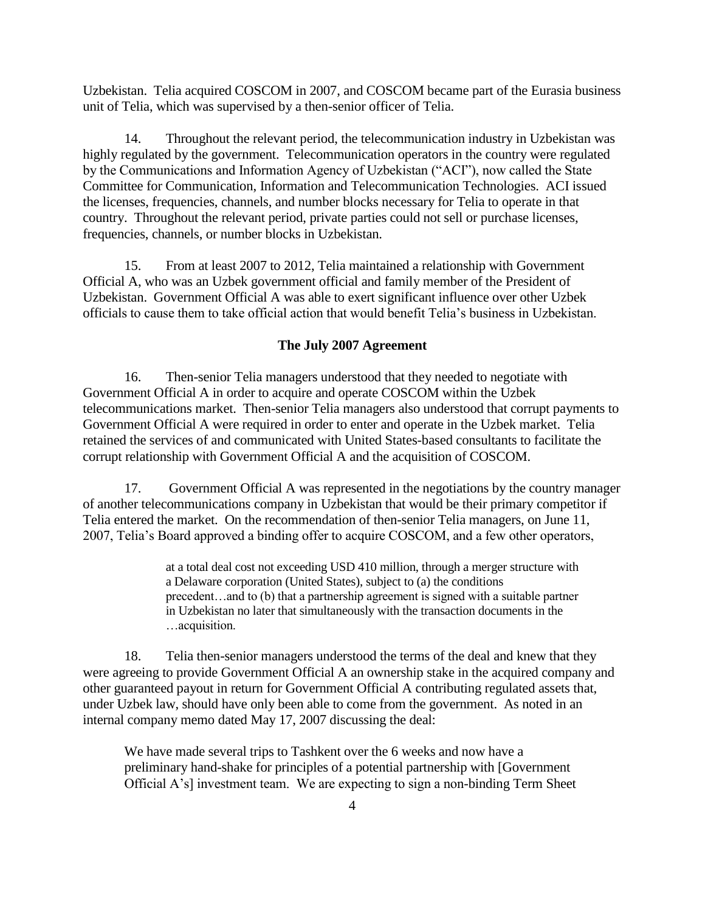Uzbekistan. Telia acquired COSCOM in 2007, and COSCOM became part of the Eurasia business unit of Telia, which was supervised by a then-senior officer of Telia.

14. Throughout the relevant period, the telecommunication industry in Uzbekistan was highly regulated by the government. Telecommunication operators in the country were regulated by the Communications and Information Agency of Uzbekistan ("ACI"), now called the State Committee for Communication, Information and Telecommunication Technologies. ACI issued the licenses, frequencies, channels, and number blocks necessary for Telia to operate in that country. Throughout the relevant period, private parties could not sell or purchase licenses, frequencies, channels, or number blocks in Uzbekistan.

15. From at least 2007 to 2012, Telia maintained a relationship with Government Official A, who was an Uzbek government official and family member of the President of Uzbekistan. Government Official A was able to exert significant influence over other Uzbek officials to cause them to take official action that would benefit Telia's business in Uzbekistan.

**The July 2007 Agreement**

16. Then-senior Telia managers understood that they needed to negotiate with Government Official A in order to acquire and operate COSCOM within the Uzbek telecommunications market. Then-senior Telia managers also understood that corrupt payments to Government Official A were required in order to enter and operate in the Uzbek market. Telia retained the services of and communicated with United States-based consultants to facilitate the corrupt relationship with Government Official A and the acquisition of COSCOM.

17. Government Official A was represented in the negotiations by the country manager of another telecommunications company in Uzbekistan that would be their primary competitor if Telia entered the market. On the recommendation of then-senior Telia managers, on June 11, 2007, Telia's Board approved a binding offer to acquire COSCOM, and a few other operators,

> at a total deal cost not exceeding USD 410 million, through a merger structure with a Delaware corporation (United States), subject to (a) the conditions precedent…and to (b) that a partnership agreement is signed with a suitable partner in Uzbekistan no later that simultaneously with the transaction documents in the …acquisition.

18. Telia then-senior managers understood the terms of the deal and knew that they were agreeing to provide Government Official A an ownership stake in the acquired company and other guaranteed payout in return for Government Official A contributing regulated assets that, under Uzbek law, should have only been able to come from the government. As noted in an internal company memo dated May 17, 2007 discussing the deal:

> We have made several trips to Tashkent over the 6 weeks and now have a preliminary hand-shake for principles of a potential partnership with [Government Official A's] investment team. We are expecting to sign a non-binding Term Sheet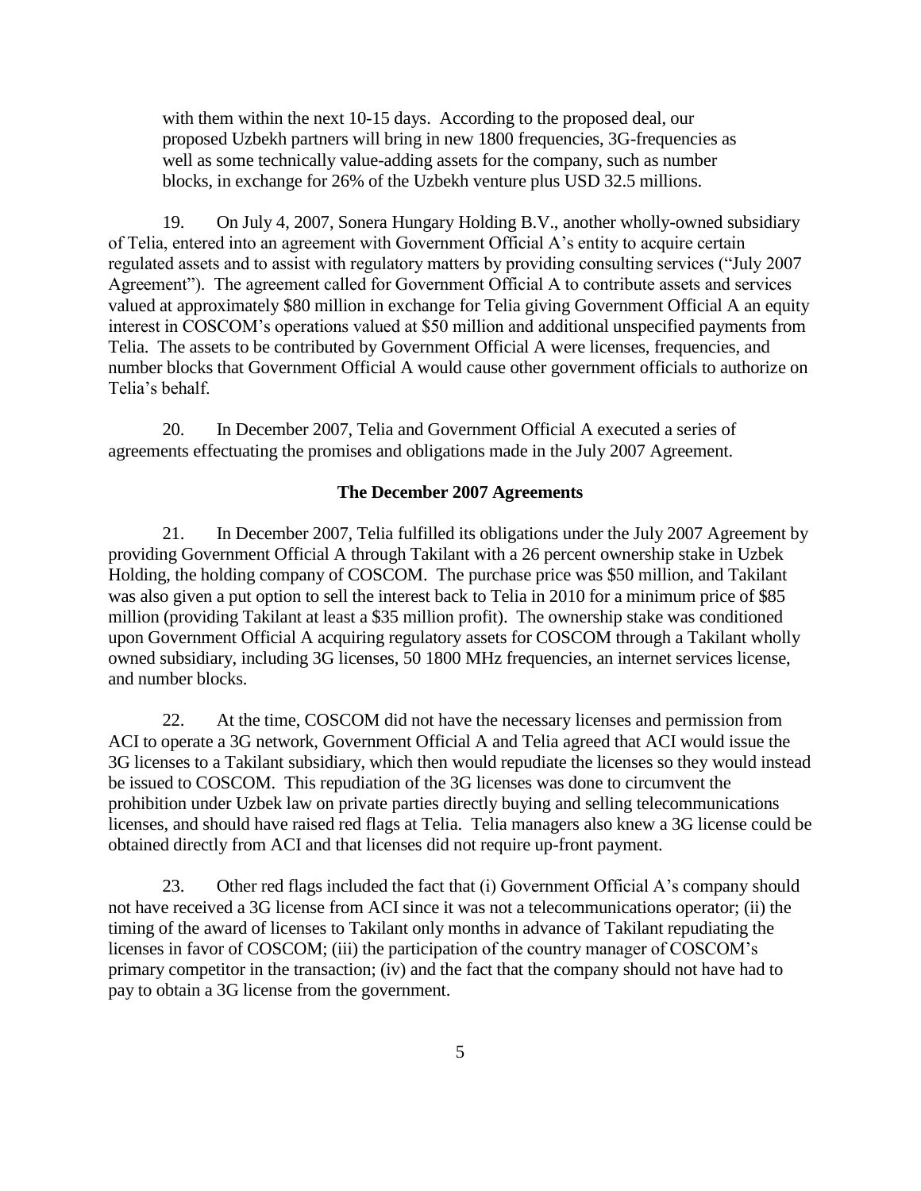> with them within the next 10-15 days. According to the proposed deal, our proposed Uzbekh partners will bring in new 1800 frequencies, 3G-frequencies as well as some technically value-adding assets for the company, such as number blocks, in exchange for 26% of the Uzbekh venture plus USD 32.5 millions.

19. On July 4, 2007, Sonera Hungary Holding B.V., another wholly-owned subsidiary of Telia, entered into an agreement with Government Official A's entity to acquire certain regulated assets and to assist with regulatory matters by providing consulting services ("July 2007 Agreement"). The agreement called for Government Official A to contribute assets and services valued at approximately $80 million in exchange for Telia giving Government Official A an equity interest in COSCOM's operations valued at $50 million and additional unspecified payments from Telia. The assets to be contributed by Government Official A were licenses, frequencies, and number blocks that Government Official A would cause other government officials to authorize on Telia's behalf.

20. In December 2007, Telia and Government Official A executed a series of agreements effectuating the promises and obligations made in the July 2007 Agreement.

### The December 2007 Agreements

21. In December 2007, Telia fulfilled its obligations under the July 2007 Agreement by providing Government Official A through Takilant with a 26 percent ownership stake in Uzbek Holding, the holding company of COSCOM. The purchase price was $50 million, and Takilant was also given a put option to sell the interest back to Telia in 2010 for a minimum price of $85 million (providing Takilant at least a $35 million profit). The ownership stake was conditioned upon Government Official A acquiring regulatory assets for COSCOM through a Takilant wholly owned subsidiary, including 3G licenses, 50 1800 MHz frequencies, an internet services license, and number blocks.

22. At the time, COSCOM did not have the necessary licenses and permission from ACI to operate a 3G network, Government Official A and Telia agreed that ACI would issue the 3G licenses to a Takilant subsidiary, which then would repudiate the licenses so they would instead be issued to COSCOM. This repudiation of the 3G licenses was done to circumvent the prohibition under Uzbek law on private parties directly buying and selling telecommunications licenses, and should have raised red flags at Telia. Telia managers also knew a 3G license could be obtained directly from ACI and that licenses did not require up-front payment.

23. Other red flags included the fact that (i) Government Official A's company should not have received a 3G license from ACI since it was not a telecommunications operator; (ii) the timing of the award of licenses to Takilant only months in advance of Takilant repudiating the licenses in favor of COSCOM; (iii) the participation of the country manager of COSCOM's primary competitor in the transaction; (iv) and the fact that the company should not have had to pay to obtain a 3G license from the government.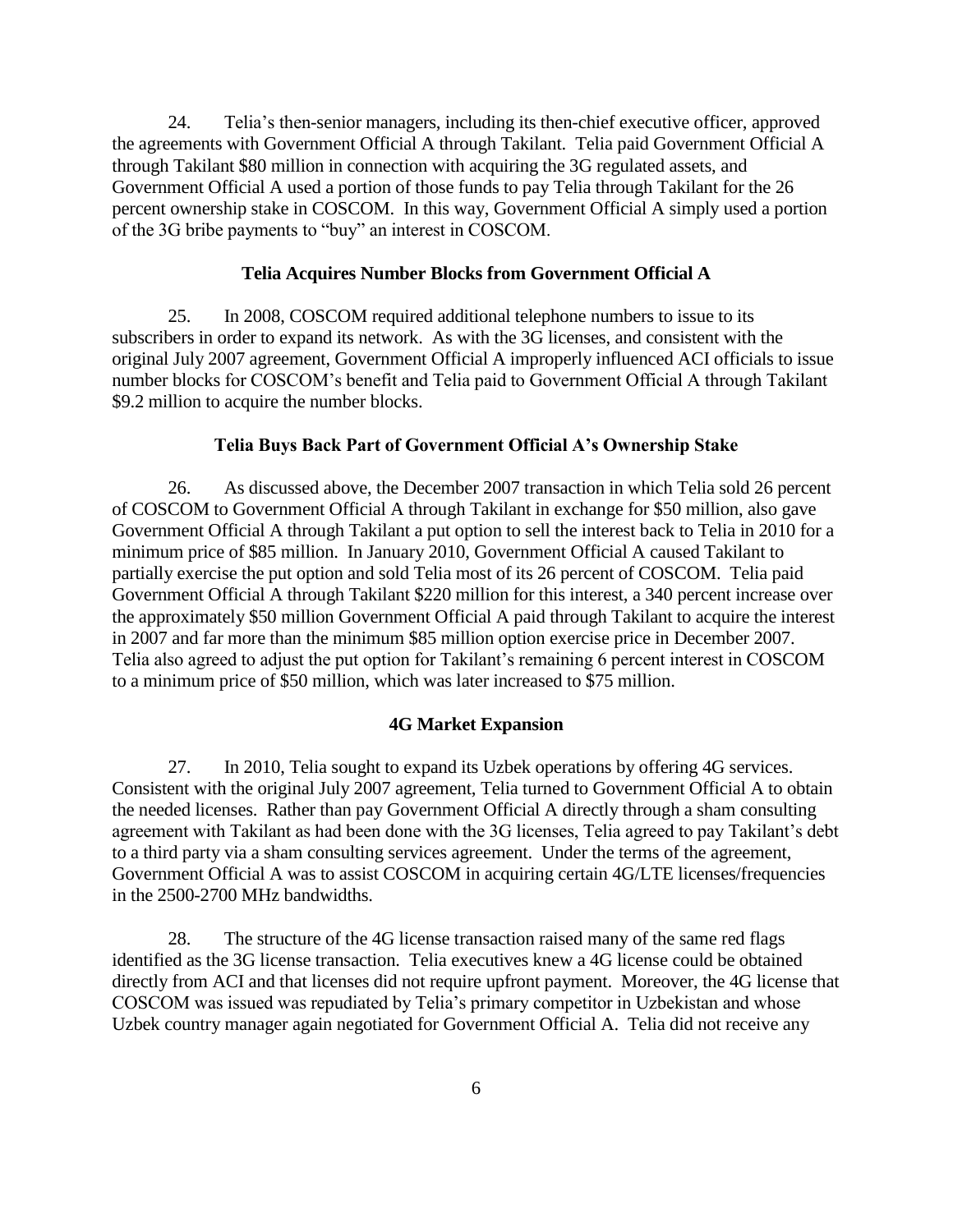24. Telia's then-senior managers, including its then-chief executive officer, approved the agreements with Government Official A through Takilant. Telia paid Government Official A through Takilant $80 million in connection with acquiring the 3G regulated assets, and Government Official A used a portion of those funds to pay Telia through Takilant for the 26 percent ownership stake in COSCOM. In this way, Government Official A simply used a portion of the 3G bribe payments to "buy" an interest in COSCOM.

### Telia Acquires Number Blocks from Government Official A

25. In 2008, COSCOM required additional telephone numbers to issue to its subscribers in order to expand its network. As with the 3G licenses, and consistent with the original July 2007 agreement, Government Official A improperly influenced ACI officials to issue number blocks for COSCOM's benefit and Telia paid to Government Official A through Takilant $9.2 million to acquire the number blocks.

### Telia Buys Back Part of Government Official A's Ownership Stake

26. As discussed above, the December 2007 transaction in which Telia sold 26 percent of COSCOM to Government Official A through Takilant in exchange for $50 million, also gave Government Official A through Takilant a put option to sell the interest back to Telia in 2010 for a minimum price of $85 million. In January 2010, Government Official A caused Takilant to partially exercise the put option and sold Telia most of its 26 percent of COSCOM. Telia paid Government Official A through Takilant $220 million for this interest, a 340 percent increase over the approximately $50 million Government Official A paid through Takilant to acquire the interest in 2007 and far more than the minimum $85 million option exercise price in December 2007. Telia also agreed to adjust the put option for Takilant's remaining 6 percent interest in COSCOM to a minimum price of $50 million, which was later increased to $75 million.

### 4G Market Expansion

27. In 2010, Telia sought to expand its Uzbek operations by offering 4G services. Consistent with the original July 2007 agreement, Telia turned to Government Official A to obtain the needed licenses. Rather than pay Government Official A directly through a sham consulting agreement with Takilant as had been done with the 3G licenses, Telia agreed to pay Takilant's debt to a third party via a sham consulting services agreement. Under the terms of the agreement, Government Official A was to assist COSCOM in acquiring certain 4G/LTE licenses/frequencies in the 2500-2700 MHz bandwidths.

28. The structure of the 4G license transaction raised many of the same red flags identified as the 3G license transaction. Telia executives knew a 4G license could be obtained directly from ACI and that licenses did not require upfront payment. Moreover, the 4G license that COSCOM was issued was repudiated by Telia's primary competitor in Uzbekistan and whose Uzbek country manager again negotiated for Government Official A. Telia did not receive any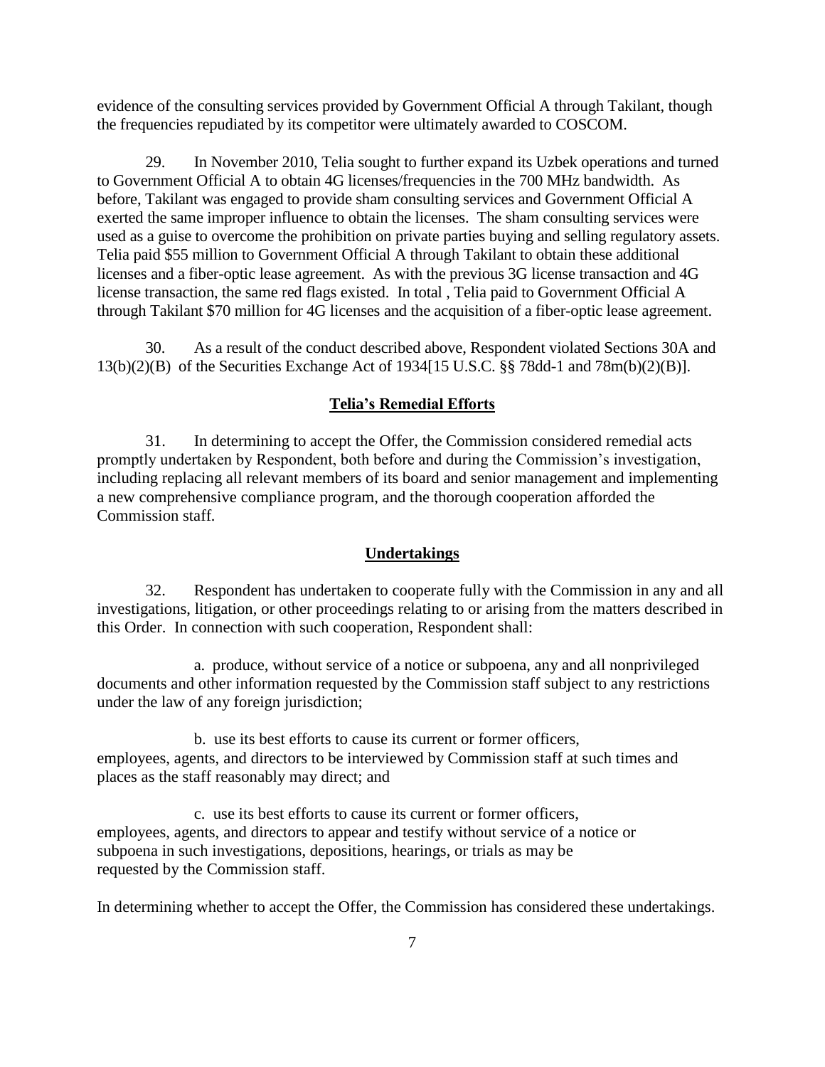evidence of the consulting services provided by Government Official A through Takilant, though the frequencies repudiated by its competitor were ultimately awarded to COSCOM.

29. In November 2010, Telia sought to further expand its Uzbek operations and turned to Government Official A to obtain 4G licenses/frequencies in the 700 MHz bandwidth. As before, Takilant was engaged to provide sham consulting services and Government Official A exerted the same improper influence to obtain the licenses. The sham consulting services were used as a guise to overcome the prohibition on private parties buying and selling regulatory assets. Telia paid $55 million to Government Official A through Takilant to obtain these additional licenses and a fiber-optic lease agreement. As with the previous 3G license transaction and 4G license transaction, the same red flags existed. In total , Telia paid to Government Official A through Takilant $70 million for 4G licenses and the acquisition of a fiber-optic lease agreement.

30. As a result of the conduct described above, Respondent violated Sections 30A and 13(b)(2)(B) of the Securities Exchange Act of 1934[15 U.S.C. §§ 78dd-1 and 78m(b)(2)(B)].

## Telia's Remedial Efforts

31. In determining to accept the Offer, the Commission considered remedial acts promptly undertaken by Respondent, both before and during the Commission's investigation, including replacing all relevant members of its board and senior management and implementing a new comprehensive compliance program, and the thorough cooperation afforded the Commission staff.

## Undertakings

32. Respondent has undertaken to cooperate fully with the Commission in any and all investigations, litigation, or other proceedings relating to or arising from the matters described in this Order. In connection with such cooperation, Respondent shall:

a. produce, without service of a notice or subpoena, any and all nonprivileged documents and other information requested by the Commission staff subject to any restrictions under the law of any foreign jurisdiction;

b. use its best efforts to cause its current or former officers, employees, agents, and directors to be interviewed by Commission staff at such times and places as the staff reasonably may direct; and

c. use its best efforts to cause its current or former officers, employees, agents, and directors to appear and testify without service of a notice or subpoena in such investigations, depositions, hearings, or trials as may be requested by the Commission staff.

In determining whether to accept the Offer, the Commission has considered these undertakings.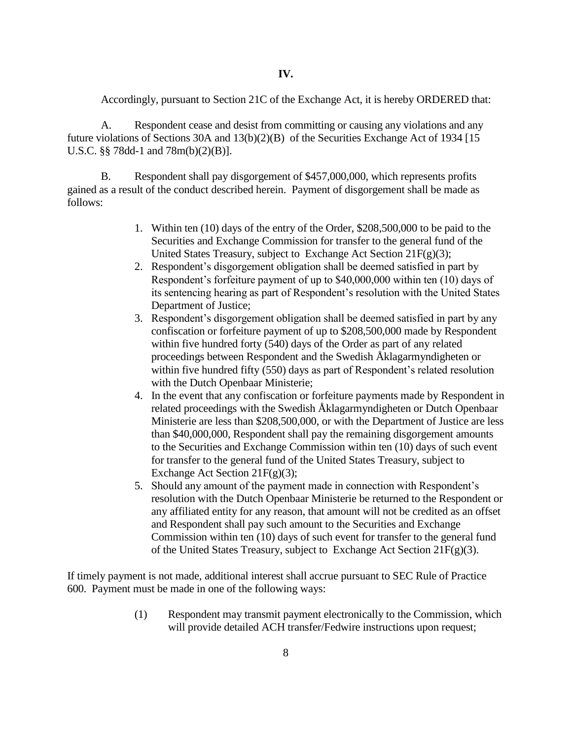## IV.

Accordingly, pursuant to Section 21C of the Exchange Act, it is hereby ORDERED that:

A. Respondent cease and desist from committing or causing any violations and any future violations of Sections 30A and 13(b)(2)(B) of the Securities Exchange Act of 1934 [15 U.S.C. §§ 78dd-1 and 78m(b)(2)(B)].

B. Respondent shall pay disgorgement of $457,000,000, which represents profits gained as a result of the conduct described herein. Payment of disgorgement shall be made as follows:

1. Within ten (10) days of the entry of the Order, $208,500,000 to be paid to the Securities and Exchange Commission for transfer to the general fund of the United States Treasury, subject to Exchange Act Section 21F(g)(3);
2. Respondent's disgorgement obligation shall be deemed satisfied in part by Respondent's forfeiture payment of up to $40,000,000 within ten (10) days of its sentencing hearing as part of Respondent's resolution with the United States Department of Justice;
3. Respondent's disgorgement obligation shall be deemed satisfied in part by any confiscation or forfeiture payment of up to $208,500,000 made by Respondent within five hundred forty (540) days of the Order as part of any related proceedings between Respondent and the Swedish Åklagarmyndigheten or within five hundred fifty (550) days as part of Respondent's related resolution with the Dutch Openbaar Ministerie;
4. In the event that any confiscation or forfeiture payments made by Respondent in related proceedings with the Swedish Åklagarmyndigheten or Dutch Openbaar Ministerie are less than $208,500,000, or with the Department of Justice are less than $40,000,000, Respondent shall pay the remaining disgorgement amounts to the Securities and Exchange Commission within ten (10) days of such event for transfer to the general fund of the United States Treasury, subject to Exchange Act Section 21F(g)(3);
5. Should any amount of the payment made in connection with Respondent's resolution with the Dutch Openbaar Ministerie be returned to the Respondent or any affiliated entity for any reason, that amount will not be credited as an offset and Respondent shall pay such amount to the Securities and Exchange Commission within ten (10) days of such event for transfer to the general fund of the United States Treasury, subject to Exchange Act Section 21F(g)(3).

If timely payment is not made, additional interest shall accrue pursuant to SEC Rule of Practice 600. Payment must be made in one of the following ways:

(1) Respondent may transmit payment electronically to the Commission, which will provide detailed ACH transfer/Fedwire instructions upon request;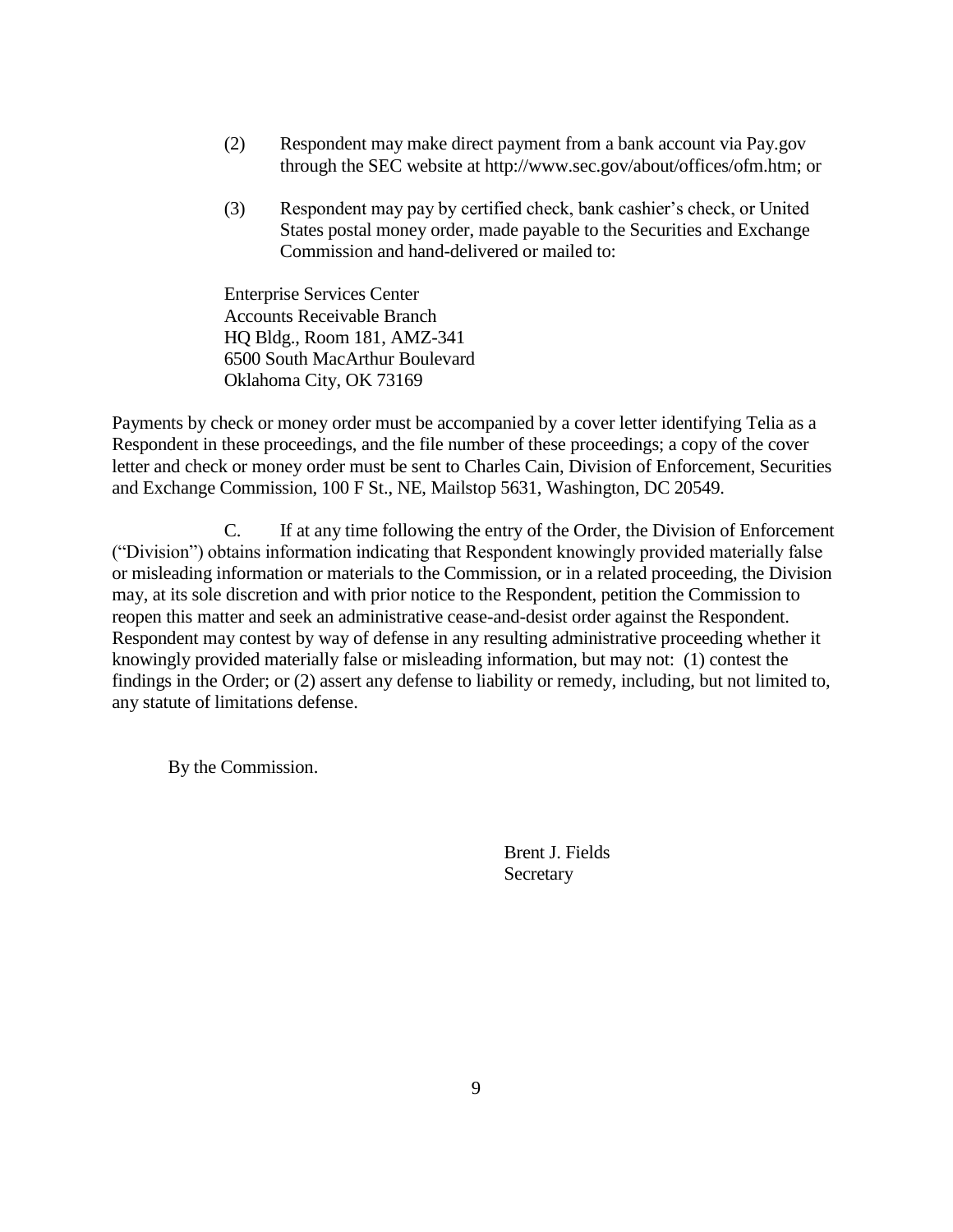(2) Respondent may make direct payment from a bank account via Pay.gov through the SEC website at http://www.sec.gov/about/offices/ofm.htm; or

(3) Respondent may pay by certified check, bank cashier's check, or United States postal money order, made payable to the Securities and Exchange Commission and hand-delivered or mailed to:

Enterprise Services Center
Accounts Receivable Branch
HQ Bldg., Room 181, AMZ-341
6500 South MacArthur Boulevard
Oklahoma City, OK 73169

Payments by check or money order must be accompanied by a cover letter identifying Telia as a Respondent in these proceedings, and the file number of these proceedings; a copy of the cover letter and check or money order must be sent to Charles Cain, Division of Enforcement, Securities and Exchange Commission, 100 F St., NE, Mailstop 5631, Washington, DC 20549.

C. If at any time following the entry of the Order, the Division of Enforcement ("Division") obtains information indicating that Respondent knowingly provided materially false or misleading information or materials to the Commission, or in a related proceeding, the Division may, at its sole discretion and with prior notice to the Respondent, petition the Commission to reopen this matter and seek an administrative cease-and-desist order against the Respondent. Respondent may contest by way of defense in any resulting administrative proceeding whether it knowingly provided materially false or misleading information, but may not: (1) contest the findings in the Order; or (2) assert any defense to liability or remedy, including, but not limited to, any statute of limitations defense.

By the Commission.

Brent J. Fields
Secretary